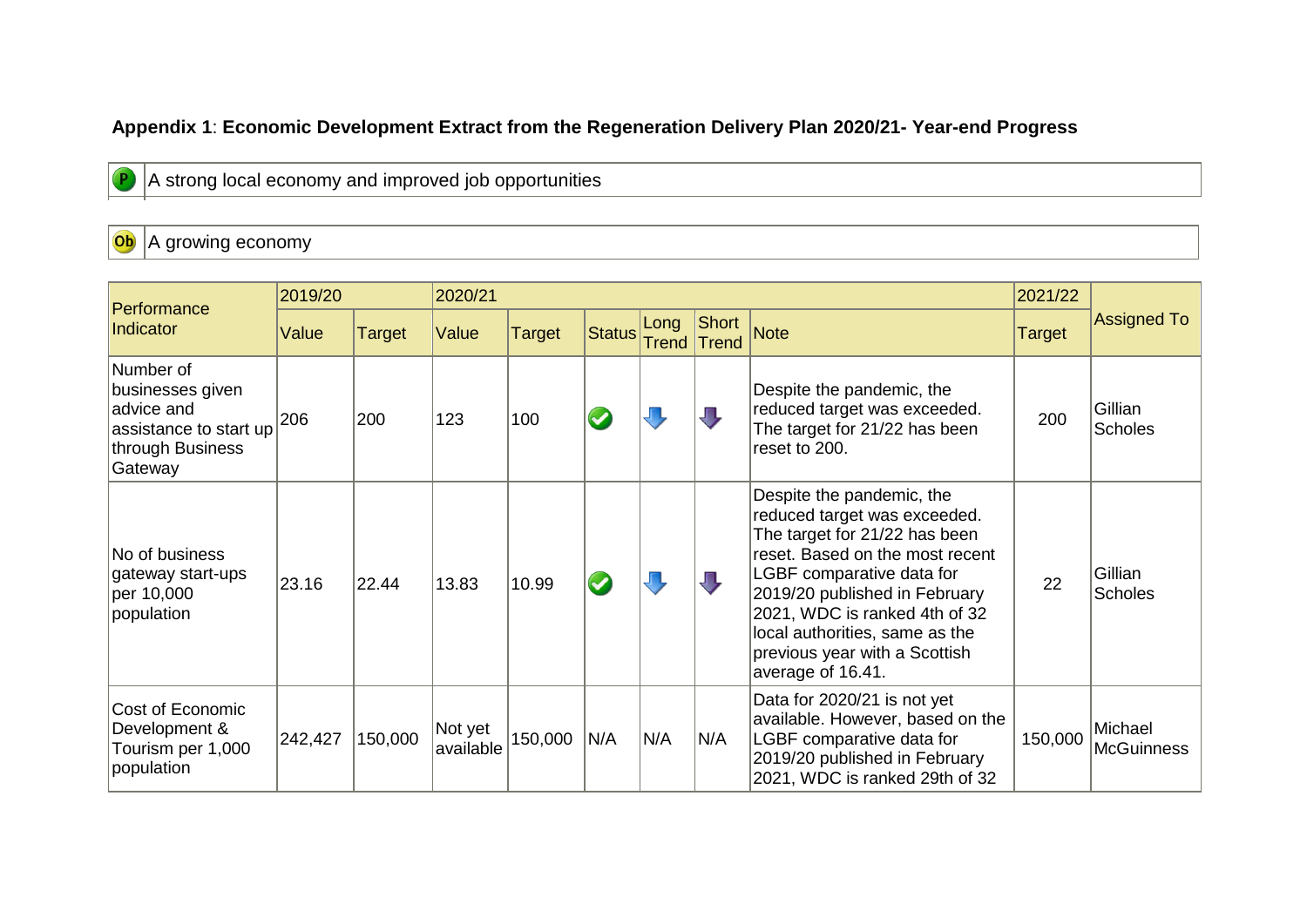**Appendix 1**: **Economic Development Extract from the Regeneration Delivery Plan 2020/21- Year-end Progress**

P A strong local economy and improved job opportunities

Ob A growing economy

| Performance Indicator | 2019/20 | | 2020/21 | | | | | | 2021/22 | Assigned To |
|---|---|---|---|---|---|---|---|---|---|---|
| | Value | Target | Value | Target | Status | Long Trend | Short Trend | Note | Target | |
| Number of businesses given advice and assistance to start up through Business Gateway | 206 | 200 | 123 | 100 | ✔ | ⬇ | ⬇ | Despite the pandemic, the reduced target was exceeded. The target for 21/22 has been reset to 200. | 200 | Gillian Scholes |
| No of business gateway start-ups per 10,000 population | 23.16 | 22.44 | 13.83 | 10.99 | ✔ | ⬇ | ⬇ | Despite the pandemic, the reduced target was exceeded. The target for 21/22 has been reset. Based on the most recent LGBF comparative data for 2019/20 published in February 2021, WDC is ranked 4th of 32 local authorities, same as the previous year with a Scottish average of 16.41. | 22 | Gillian Scholes |
| Cost of Economic Development & Tourism per 1,000 population | 242,427 | 150,000 | Not yet available | 150,000 | N/A | N/A | N/A | Data for 2020/21 is not yet available. However, based on the LGBF comparative data for 2019/20 published in February 2021, WDC is ranked 29th of 32 | 150,000 | Michael McGuinness |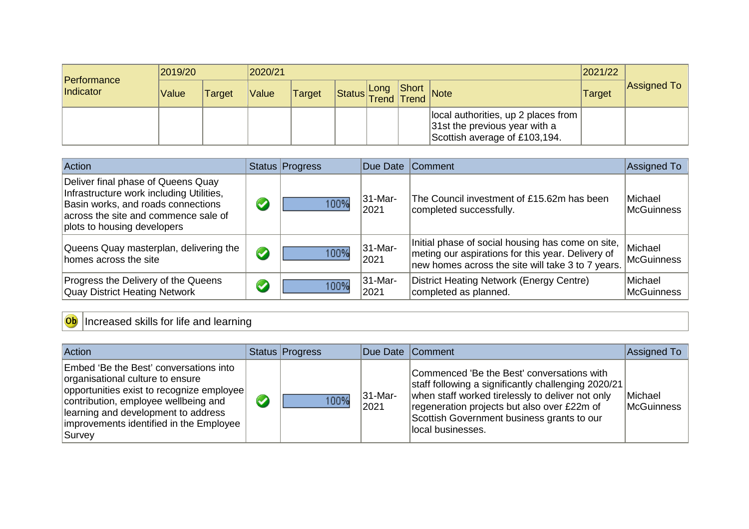| Performance Indicator | 2019/20 | | 2020/21 | | | | | | 2021/22 | Assigned To |
|---|---|---|---|---|---|---|---|---|---|---|
| | Value | Target | Value | Target | Status | Long Trend | Short Trend | Note | Target | |
| | | | | | | | | local authorities, up 2 places from 31st the previous year with a Scottish average of £103,194. | | |

| Action | Status | Progress | Due Date | Comment | Assigned To |
|---|---|---|---|---|---|
| Deliver final phase of Queens Quay Infrastructure work including Utilities, Basin works, and roads connections across the site and commence sale of plots to housing developers | ✔ | 100% | 31-Mar-2021 | The Council investment of £15.62m has been completed successfully. | Michael McGuinness |
| Queens Quay masterplan, delivering the homes across the site | ✔ | 100% | 31-Mar-2021 | Initial phase of social housing has come on site, meting our aspirations for this year. Delivery of new homes across the site will take 3 to 7 years. | Michael McGuinness |
| Progress the Delivery of the Queens Quay District Heating Network | ✔ | 100% | 31-Mar-2021 | District Heating Network (Energy Centre) completed as planned. | Michael McGuinness |

**Ob** Increased skills for life and learning

| Action | Status | Progress | Due Date | Comment | Assigned To |
|---|---|---|---|---|---|
| Embed 'Be the Best' conversations into organisational culture to ensure opportunities exist to recognize employee contribution, employee wellbeing and learning and development to address improvements identified in the Employee Survey | ✔ | 100% | 31-Mar-2021 | Commenced 'Be the Best' conversations with staff following a significantly challenging 2020/21 when staff worked tirelessly to deliver not only regeneration projects but also over £22m of Scottish Government business grants to our local businesses. | Michael McGuinness |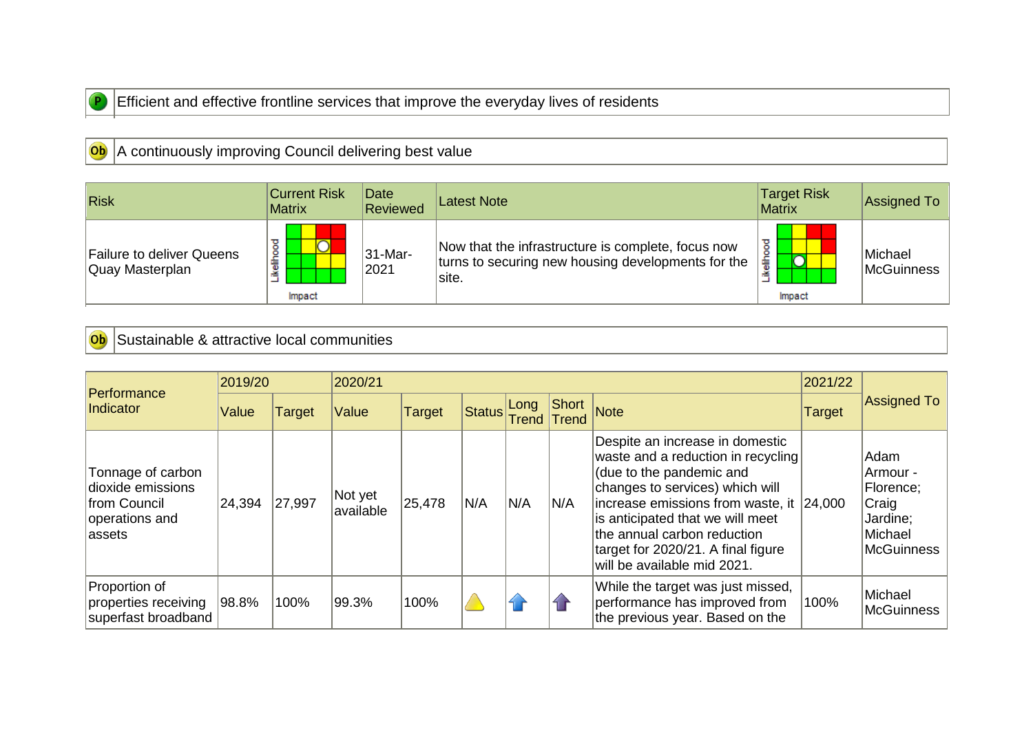P Efficient and effective frontline services that improve the everyday lives of residents

Ob A continuously improving Council delivering best value

| Risk | Current Risk Matrix | Date Reviewed | Latest Note | Target Risk Matrix | Assigned To |
|---|---|---|---|---|---|
| Failure to deliver Queens Quay Masterplan | Likelihood / Impact | 31-Mar-2021 | Now that the infrastructure is complete, focus now turns to securing new housing developments for the site. | Likelihood / Impact | Michael McGuinness |

Ob Sustainable & attractive local communities

| Performance Indicator | 2019/20 | | 2020/21 | | | | | | 2021/22 | Assigned To |
|---|---|---|---|---|---|---|---|---|---|---|
| | Value | Target | Value | Target | Status | Long Trend | Short Trend | Note | Target | |
| Tonnage of carbon dioxide emissions from Council operations and assets | 24,394 | 27,997 | Not yet available | 25,478 | N/A | N/A | N/A | Despite an increase in domestic waste and a reduction in recycling (due to the pandemic and changes to services) which will increase emissions from waste, it is anticipated that we will meet the annual carbon reduction target for 2020/21. A final figure will be available mid 2021. | 24,000 | Adam Armour - Florence; Craig Jardine; Michael McGuinness |
| Proportion of properties receiving superfast broadband | 98.8% | 100% | 99.3% | 100% | | | | While the target was just missed, performance has improved from the previous year. Based on the | 100% | Michael McGuinness |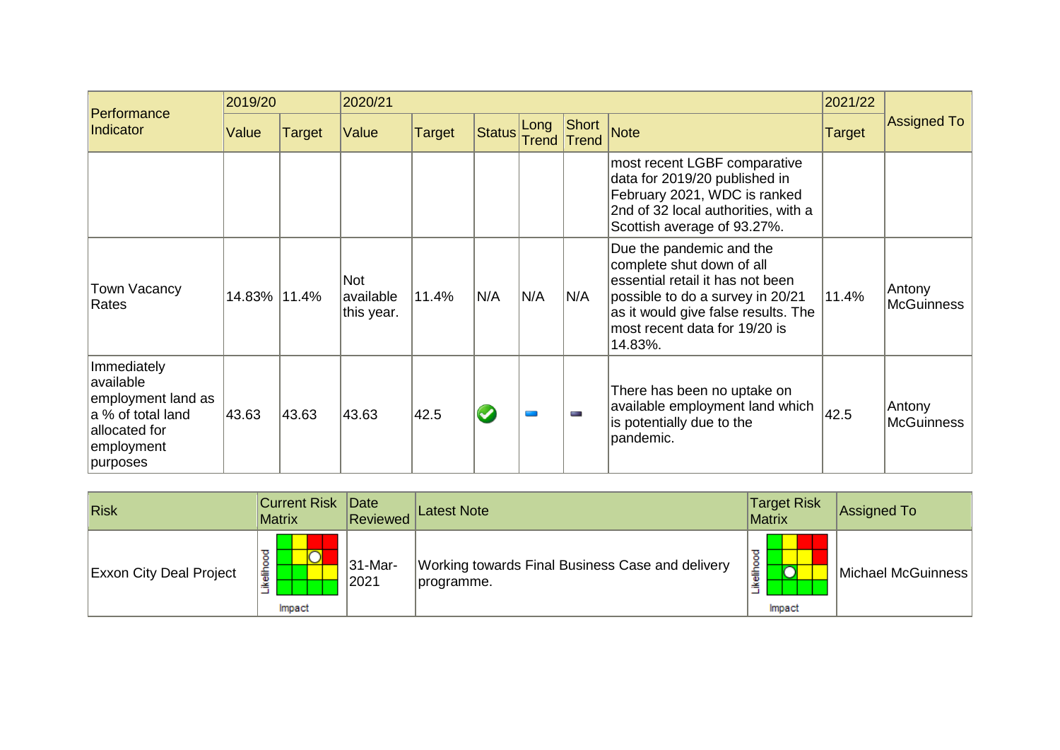| Performance Indicator | 2019/20 | | 2020/21 | | | | | | 2021/22 | Assigned To |
|---|---|---|---|---|---|---|---|---|---|---|
| | Value | Target | Value | Target | Status | Long Trend | Short Trend | Note | Target | |
| | | | | | | | | most recent LGBF comparative data for 2019/20 published in February 2021, WDC is ranked 2nd of 32 local authorities, with a Scottish average of 93.27%. | | |
| Town Vacancy Rates | 14.83% | 11.4% | Not available this year. | 11.4% | N/A | N/A | N/A | Due the pandemic and the complete shut down of all essential retail it has not been possible to do a survey in 20/21 as it would give false results. The most recent data for 19/20 is 14.83%. | 11.4% | Antony McGuinness |
| Immediately available employment land as a % of total land allocated for employment purposes | 43.63 | 43.63 | 43.63 | 42.5 | | | | There has been no uptake on available employment land which is potentially due to the pandemic. | 42.5 | Antony McGuinness |

| Risk | Current Risk Matrix | Date Reviewed | Latest Note | Target Risk Matrix | Assigned To |
|---|---|---|---|---|---|
| Exxon City Deal Project | | 31-Mar-2021 | Working towards Final Business Case and delivery programme. | | Michael McGuinness |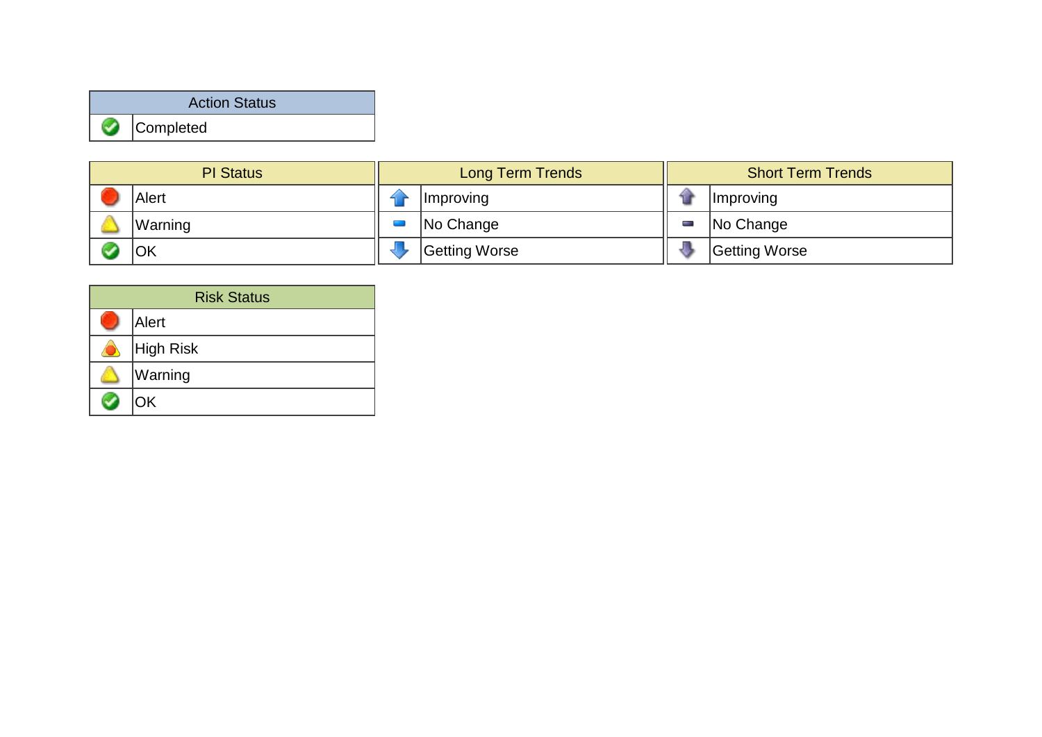| Action Status | |
|---|---|
| | Completed |

| PI Status | |
|---|---|
| | Alert |
| | Warning |
| | OK |

| Long Term Trends | |
|---|---|
| | Improving |
| | No Change |
| | Getting Worse |

| Short Term Trends | |
|---|---|
| | Improving |
| | No Change |
| | Getting Worse |

| Risk Status | |
|---|---|
| | Alert |
| | High Risk |
| | Warning |
| | OK |